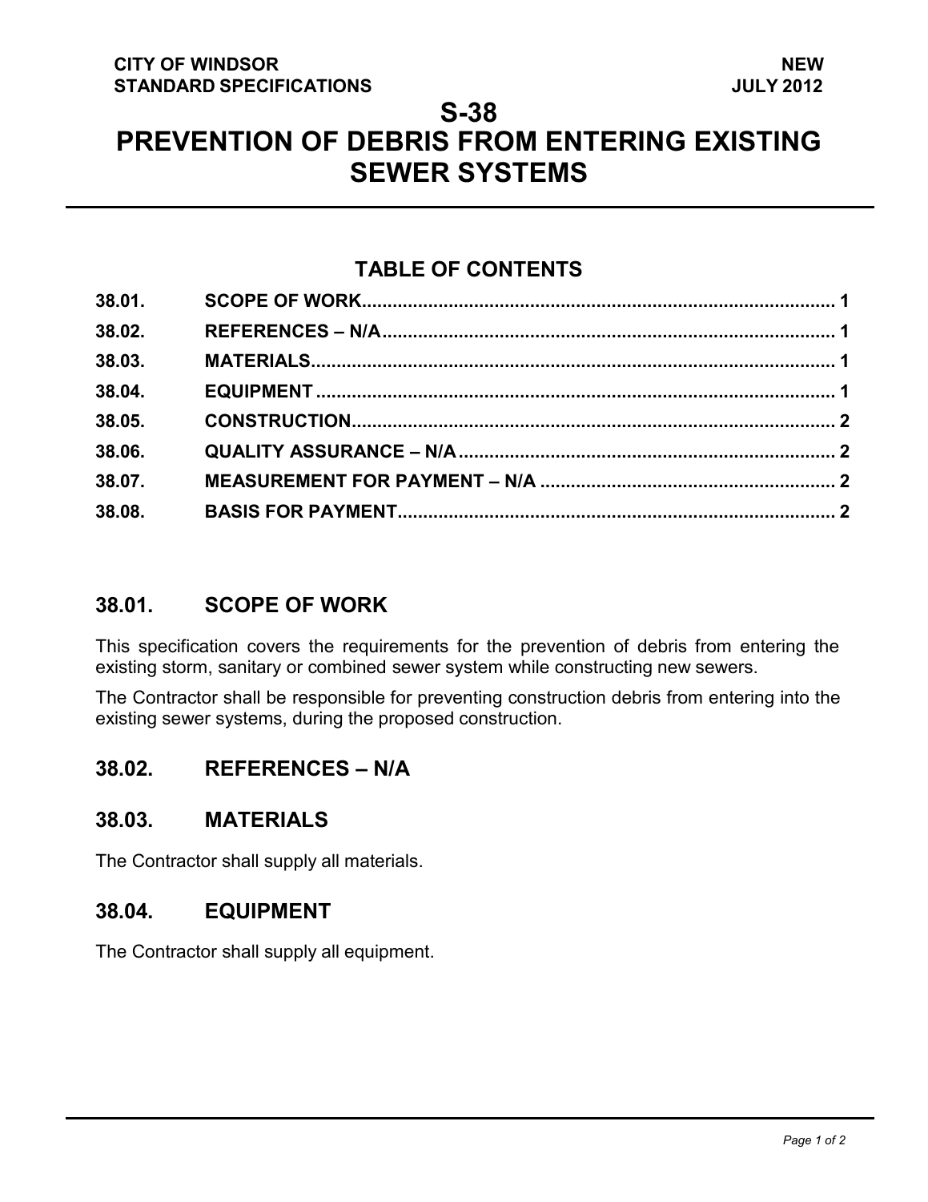**CITY OF WINDSOR**
**STANDARD SPECIFICATIONS**

**NEW**
**JULY 2012**

# S-38
# PREVENTION OF DEBRIS FROM ENTERING EXISTING SEWER SYSTEMS

## TABLE OF CONTENTS

| | | |
|---|---|---|
| 38.01. | SCOPE OF WORK | 1 |
| 38.02. | REFERENCES – N/A | 1 |
| 38.03. | MATERIALS | 1 |
| 38.04. | EQUIPMENT | 1 |
| 38.05. | CONSTRUCTION | 2 |
| 38.06. | QUALITY ASSURANCE – N/A | 2 |
| 38.07. | MEASUREMENT FOR PAYMENT – N/A | 2 |
| 38.08. | BASIS FOR PAYMENT | 2 |

## 38.01. SCOPE OF WORK

This specification covers the requirements for the prevention of debris from entering the existing storm, sanitary or combined sewer system while constructing new sewers.

The Contractor shall be responsible for preventing construction debris from entering into the existing sewer systems, during the proposed construction.

## 38.02. REFERENCES – N/A

## 38.03. MATERIALS

The Contractor shall supply all materials.

## 38.04. EQUIPMENT

The Contractor shall supply all equipment.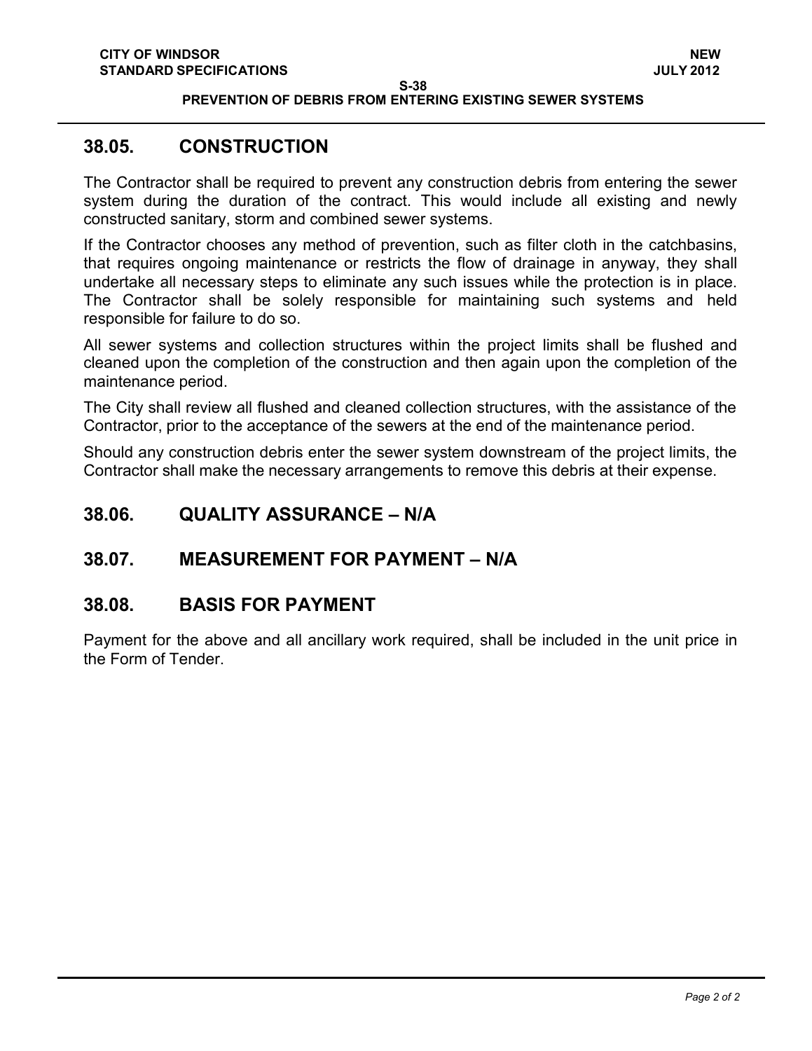## 38.05. CONSTRUCTION

The Contractor shall be required to prevent any construction debris from entering the sewer system during the duration of the contract. This would include all existing and newly constructed sanitary, storm and combined sewer systems.

If the Contractor chooses any method of prevention, such as filter cloth in the catchbasins, that requires ongoing maintenance or restricts the flow of drainage in anyway, they shall undertake all necessary steps to eliminate any such issues while the protection is in place. The Contractor shall be solely responsible for maintaining such systems and held responsible for failure to do so.

All sewer systems and collection structures within the project limits shall be flushed and cleaned upon the completion of the construction and then again upon the completion of the maintenance period.

The City shall review all flushed and cleaned collection structures, with the assistance of the Contractor, prior to the acceptance of the sewers at the end of the maintenance period.

Should any construction debris enter the sewer system downstream of the project limits, the Contractor shall make the necessary arrangements to remove this debris at their expense.

## 38.06. QUALITY ASSURANCE – N/A

## 38.07. MEASUREMENT FOR PAYMENT – N/A

## 38.08. BASIS FOR PAYMENT

Payment for the above and all ancillary work required, shall be included in the unit price in the Form of Tender.